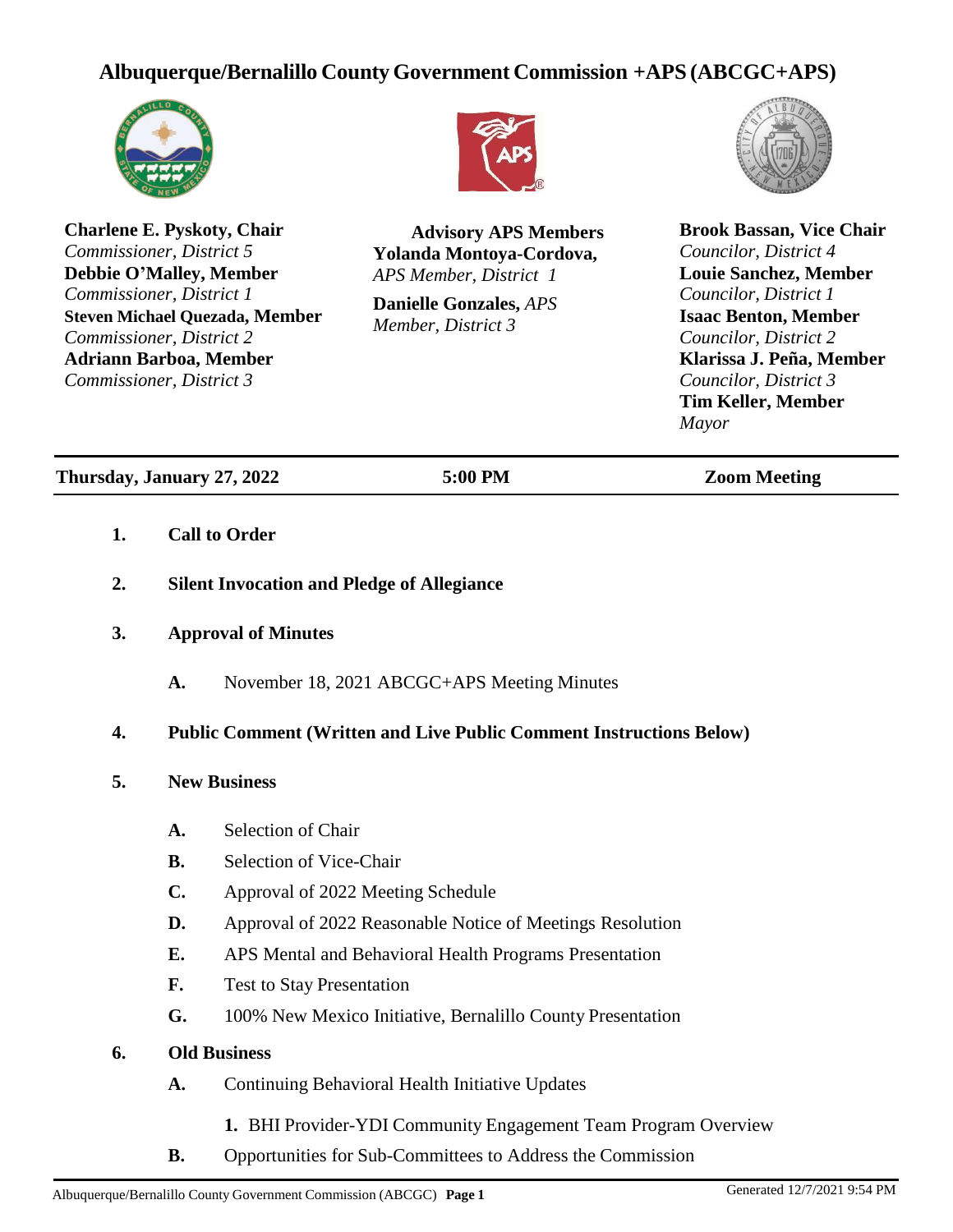# Albuquerque/Bernalillo County Government Commission +APS (ABCGC+APS)

**Charlene E. Pyskoty, Chair**
*Commissioner, District 5*
**Debbie O'Malley, Member**
*Commissioner, District 1*
**Steven Michael Quezada, Member**
*Commissioner, District 2*
**Adriann Barboa, Member**
*Commissioner, District 3*

**Advisory APS Members**
**Yolanda Montoya-Cordova,**
*APS Member, District 1*
**Danielle Gonzales,** *APS Member, District 3*

**Brook Bassan, Vice Chair**
*Councilor, District 4*
**Louie Sanchez, Member**
*Councilor, District 1*
**Isaac Benton, Member**
*Councilor, District 2*
**Klarissa J. Peña, Member**
*Councilor, District 3*
**Tim Keller, Member**
*Mayor*

**Thursday, January 27, 2022** | **5:00 PM** | **Zoom Meeting**

1. **Call to Order**

2. **Silent Invocation and Pledge of Allegiance**

3. **Approval of Minutes**

   **A.** November 18, 2021 ABCGC+APS Meeting Minutes

4. **Public Comment (Written and Live Public Comment Instructions Below)**

5. **New Business**

   **A.** Selection of Chair

   **B.** Selection of Vice-Chair

   **C.** Approval of 2022 Meeting Schedule

   **D.** Approval of 2022 Reasonable Notice of Meetings Resolution

   **E.** APS Mental and Behavioral Health Programs Presentation

   **F.** Test to Stay Presentation

   **G.** 100% New Mexico Initiative, Bernalillo County Presentation

6. **Old Business**

   **A.** Continuing Behavioral Health Initiative Updates

      **1.** BHI Provider-YDI Community Engagement Team Program Overview

   **B.** Opportunities for Sub-Committees to Address the Commission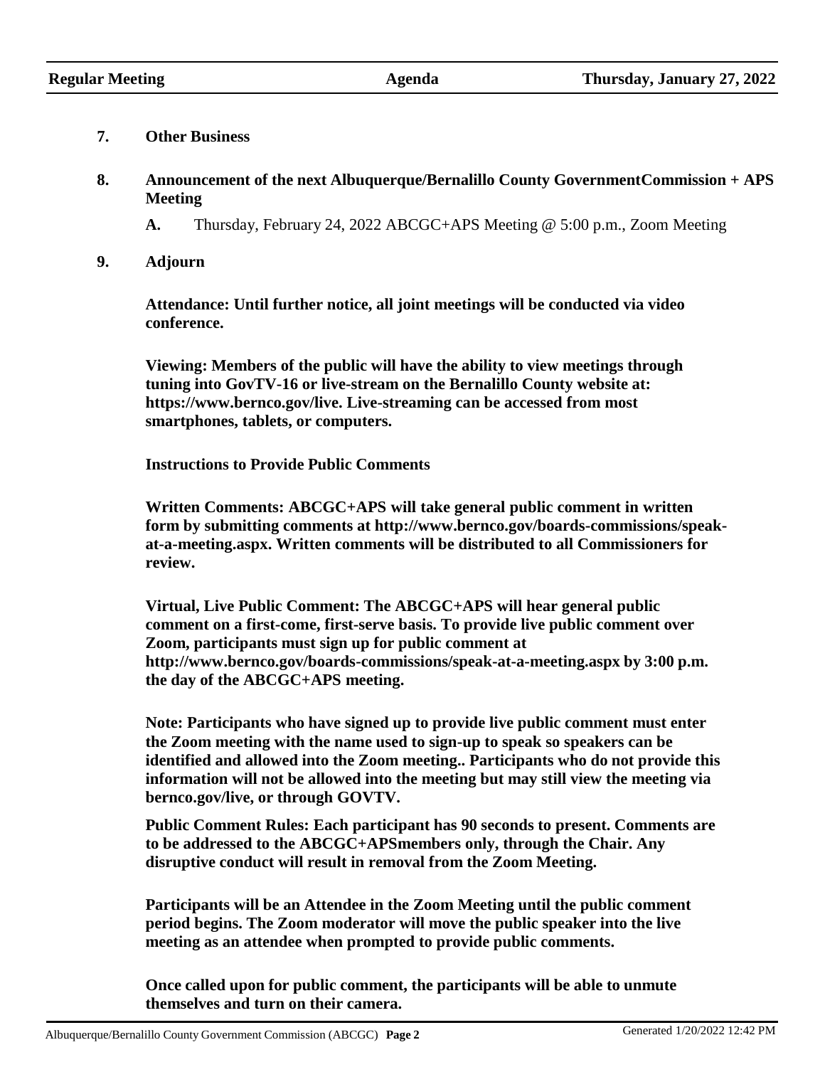**7. Other Business**

**8. Announcement of the next Albuquerque/Bernalillo County GovernmentCommission + APS Meeting**

**A.** Thursday, February 24, 2022 ABCGC+APS Meeting @ 5:00 p.m., Zoom Meeting

**9. Adjourn**

**Attendance: Until further notice, all joint meetings will be conducted via video conference.**

**Viewing: Members of the public will have the ability to view meetings through tuning into GovTV-16 or live-stream on the Bernalillo County website at: https://www.bernco.gov/live. Live-streaming can be accessed from most smartphones, tablets, or computers.**

**Instructions to Provide Public Comments**

**Written Comments: ABCGC+APS will take general public comment in written form by submitting comments at http://www.bernco.gov/boards-commissions/speak-at-a-meeting.aspx. Written comments will be distributed to all Commissioners for review.**

**Virtual, Live Public Comment: The ABCGC+APS will hear general public comment on a first-come, first-serve basis. To provide live public comment over Zoom, participants must sign up for public comment at http://www.bernco.gov/boards-commissions/speak-at-a-meeting.aspx by 3:00 p.m. the day of the ABCGC+APS meeting.**

**Note: Participants who have signed up to provide live public comment must enter the Zoom meeting with the name used to sign-up to speak so speakers can be identified and allowed into the Zoom meeting.. Participants who do not provide this information will not be allowed into the meeting but may still view the meeting via bernco.gov/live, or through GOVTV.**

**Public Comment Rules: Each participant has 90 seconds to present. Comments are to be addressed to the ABCGC+APSmembers only, through the Chair. Any disruptive conduct will result in removal from the Zoom Meeting.**

**Participants will be an Attendee in the Zoom Meeting until the public comment period begins. The Zoom moderator will move the public speaker into the live meeting as an attendee when prompted to provide public comments.**

**Once called upon for public comment, the participants will be able to unmute themselves and turn on their camera.**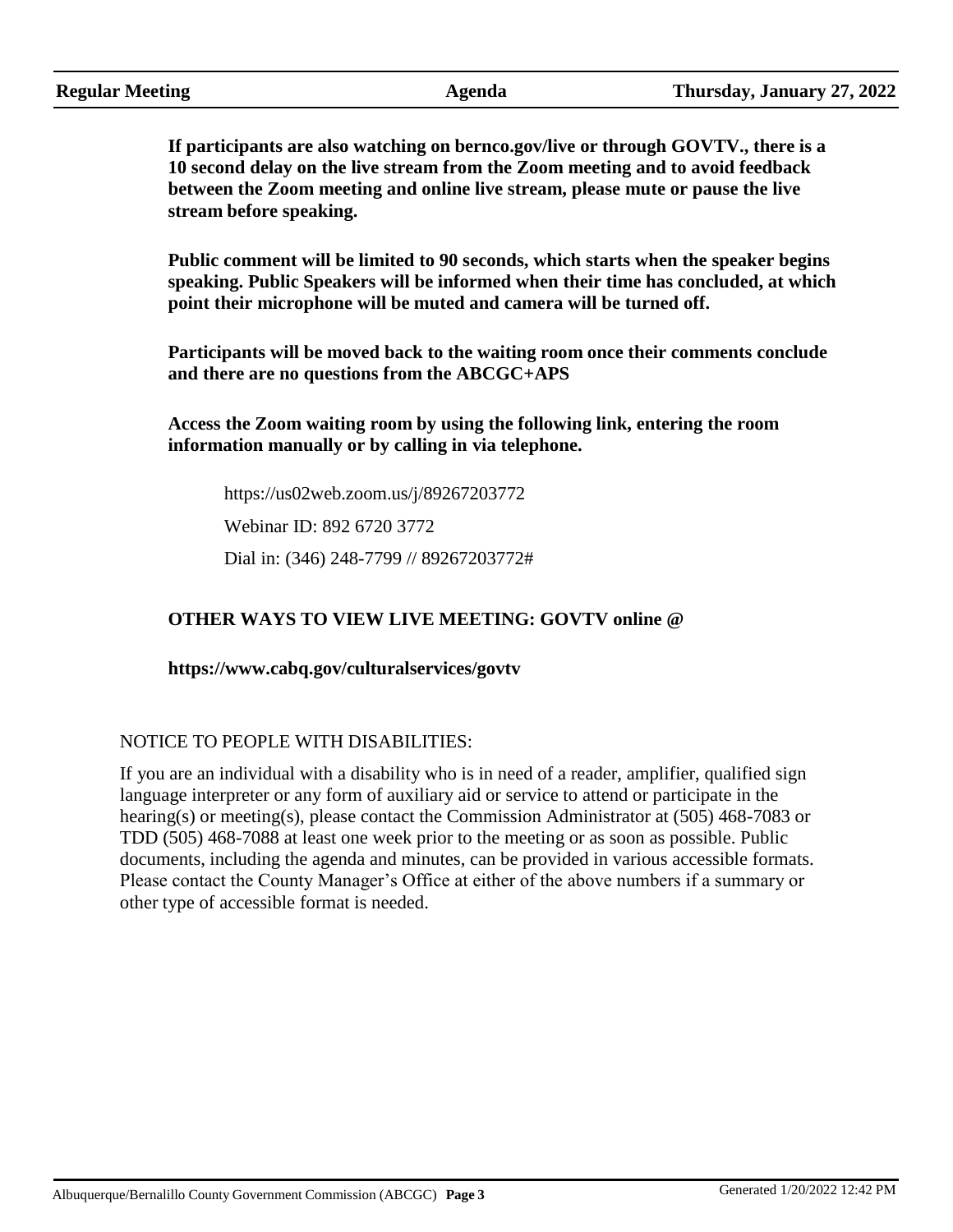**If participants are also watching on bernco.gov/live or through GOVTV., there is a 10 second delay on the live stream from the Zoom meeting and to avoid feedback between the Zoom meeting and online live stream, please mute or pause the live stream before speaking.**

**Public comment will be limited to 90 seconds, which starts when the speaker begins speaking. Public Speakers will be informed when their time has concluded, at which point their microphone will be muted and camera will be turned off.**

**Participants will be moved back to the waiting room once their comments conclude and there are no questions from the ABCGC+APS**

**Access the Zoom waiting room by using the following link, entering the room information manually or by calling in via telephone.**

https://us02web.zoom.us/j/89267203772

Webinar ID: 892 6720 3772

Dial in: (346) 248-7799 // 89267203772#

**OTHER WAYS TO VIEW LIVE MEETING: GOVTV online @**

**https://www.cabq.gov/culturalservices/govtv**

NOTICE TO PEOPLE WITH DISABILITIES:

If you are an individual with a disability who is in need of a reader, amplifier, qualified sign language interpreter or any form of auxiliary aid or service to attend or participate in the hearing(s) or meeting(s), please contact the Commission Administrator at (505) 468-7083 or TDD (505) 468-7088 at least one week prior to the meeting or as soon as possible. Public documents, including the agenda and minutes, can be provided in various accessible formats. Please contact the County Manager's Office at either of the above numbers if a summary or other type of accessible format is needed.